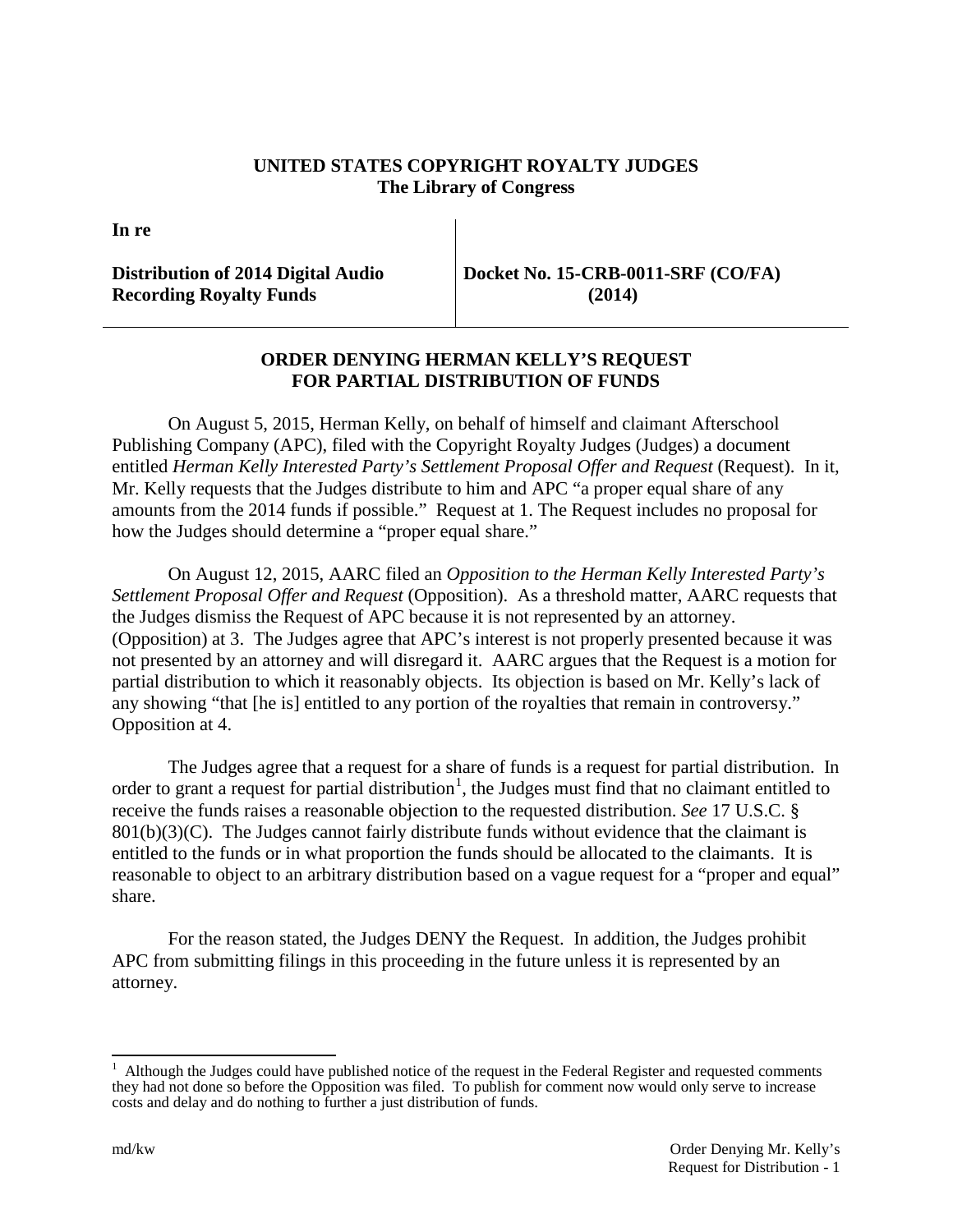**UNITED STATES COPYRIGHT ROYALTY JUDGES**
**The Library of Congress**

| In re | |
|---|---|
| **Distribution of 2014 Digital Audio Recording Royalty Funds** | **Docket No. 15-CRB-0011-SRF (CO/FA) (2014)** |

## ORDER DENYING HERMAN KELLY'S REQUEST FOR PARTIAL DISTRIBUTION OF FUNDS

On August 5, 2015, Herman Kelly, on behalf of himself and claimant Afterschool Publishing Company (APC), filed with the Copyright Royalty Judges (Judges) a document entitled *Herman Kelly Interested Party's Settlement Proposal Offer and Request* (Request). In it, Mr. Kelly requests that the Judges distribute to him and APC "a proper equal share of any amounts from the 2014 funds if possible." Request at 1. The Request includes no proposal for how the Judges should determine a "proper equal share."

On August 12, 2015, AARC filed an *Opposition to the Herman Kelly Interested Party's Settlement Proposal Offer and Request* (Opposition). As a threshold matter, AARC requests that the Judges dismiss the Request of APC because it is not represented by an attorney. (Opposition) at 3. The Judges agree that APC's interest is not properly presented because it was not presented by an attorney and will disregard it. AARC argues that the Request is a motion for partial distribution to which it reasonably objects. Its objection is based on Mr. Kelly's lack of any showing "that [he is] entitled to any portion of the royalties that remain in controversy." Opposition at 4.

The Judges agree that a request for a share of funds is a request for partial distribution. In order to grant a request for partial distribution[1], the Judges must find that no claimant entitled to receive the funds raises a reasonable objection to the requested distribution. *See* 17 U.S.C. § 801(b)(3)(C). The Judges cannot fairly distribute funds without evidence that the claimant is entitled to the funds or in what proportion the funds should be allocated to the claimants. It is reasonable to object to an arbitrary distribution based on a vague request for a "proper and equal" share.

For the reason stated, the Judges DENY the Request. In addition, the Judges prohibit APC from submitting filings in this proceeding in the future unless it is represented by an attorney.

---

[1] Although the Judges could have published notice of the request in the Federal Register and requested comments they had not done so before the Opposition was filed. To publish for comment now would only serve to increase costs and delay and do nothing to further a just distribution of funds.

md/kw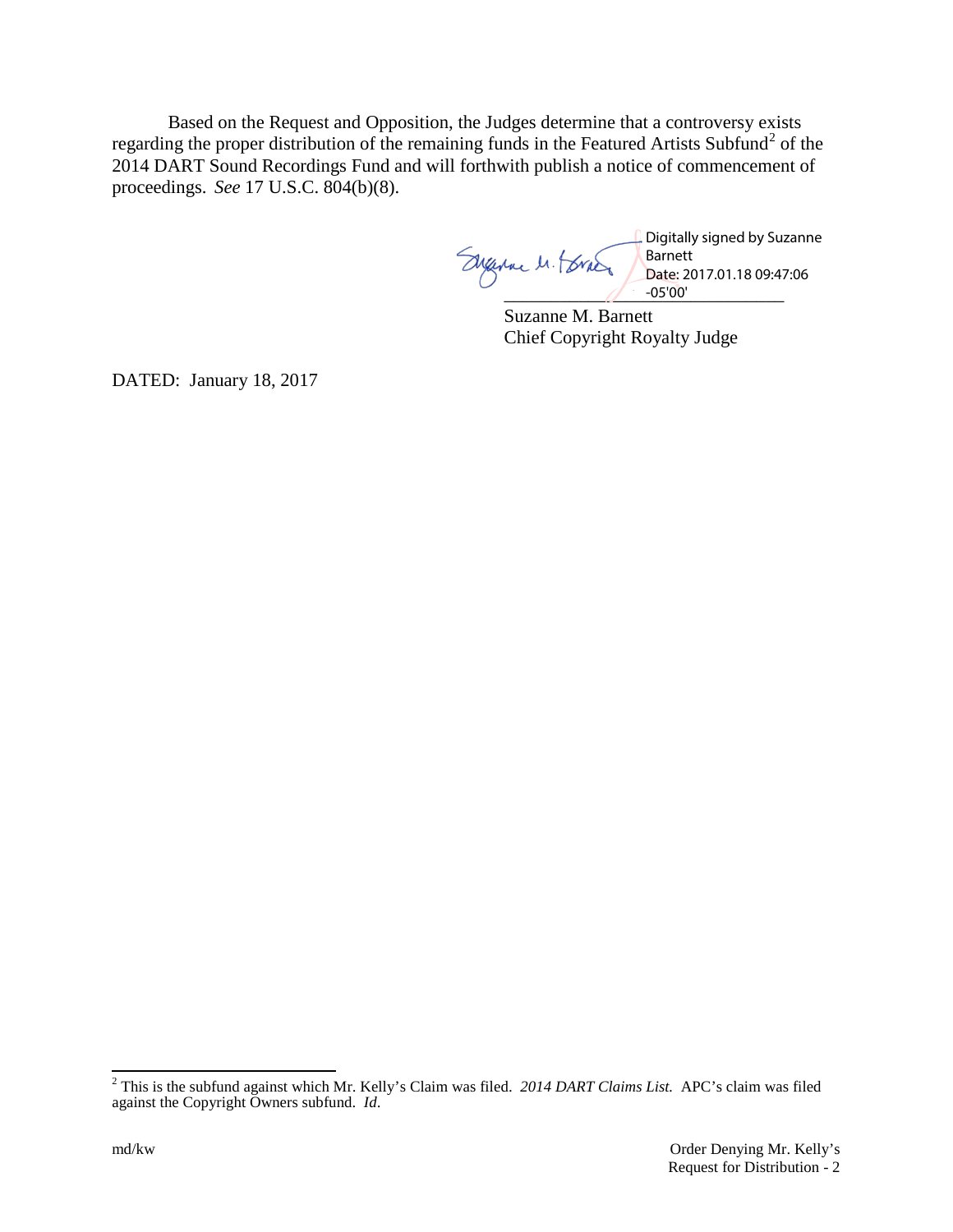Based on the Request and Opposition, the Judges determine that a controversy exists regarding the proper distribution of the remaining funds in the Featured Artists Subfund[2] of the 2014 DART Sound Recordings Fund and will forthwith publish a notice of commencement of proceedings. *See* 17 U.S.C. 804(b)(8).

Digitally signed by Suzanne Barnett
Date: 2017.01.18 09:47:06 -05'00'

Suzanne M. Barnett
Chief Copyright Royalty Judge

DATED: January 18, 2017

[2] This is the subfund against which Mr. Kelly's Claim was filed. *2014 DART Claims List.* APC's claim was filed against the Copyright Owners subfund. *Id*.

md/kw

Order Denying Mr. Kelly's Request for Distribution - 2